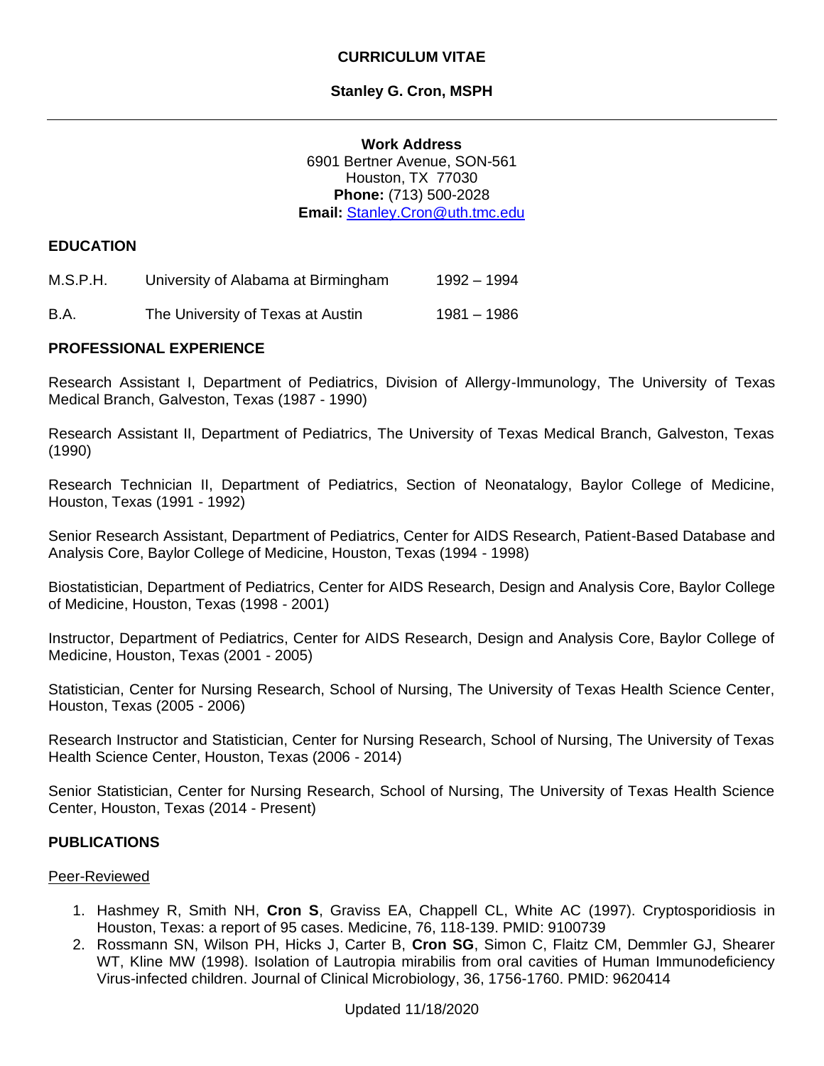# CURRICULUM VITAE

## Stanley G. Cron, MSPH

---

**Work Address**
6901 Bertner Avenue, SON-561
Houston, TX 77030
**Phone:** (713) 500-2028
**Email:** Stanley.Cron@uth.tmc.edu

## EDUCATION

| | | |
|---|---|---|
| M.S.P.H. | University of Alabama at Birmingham | 1992 – 1994 |
| B.A. | The University of Texas at Austin | 1981 – 1986 |

## PROFESSIONAL EXPERIENCE

Research Assistant I, Department of Pediatrics, Division of Allergy-Immunology, The University of Texas Medical Branch, Galveston, Texas (1987 - 1990)

Research Assistant II, Department of Pediatrics, The University of Texas Medical Branch, Galveston, Texas (1990)

Research Technician II, Department of Pediatrics, Section of Neonatalogy, Baylor College of Medicine, Houston, Texas (1991 - 1992)

Senior Research Assistant, Department of Pediatrics, Center for AIDS Research, Patient-Based Database and Analysis Core, Baylor College of Medicine, Houston, Texas (1994 - 1998)

Biostatistician, Department of Pediatrics, Center for AIDS Research, Design and Analysis Core, Baylor College of Medicine, Houston, Texas (1998 - 2001)

Instructor, Department of Pediatrics, Center for AIDS Research, Design and Analysis Core, Baylor College of Medicine, Houston, Texas (2001 - 2005)

Statistician, Center for Nursing Research, School of Nursing, The University of Texas Health Science Center, Houston, Texas (2005 - 2006)

Research Instructor and Statistician, Center for Nursing Research, School of Nursing, The University of Texas Health Science Center, Houston, Texas (2006 - 2014)

Senior Statistician, Center for Nursing Research, School of Nursing, The University of Texas Health Science Center, Houston, Texas (2014 - Present)

## PUBLICATIONS

Peer-Reviewed

1. Hashmey R, Smith NH, **Cron S**, Graviss EA, Chappell CL, White AC (1997). Cryptosporidiosis in Houston, Texas: a report of 95 cases. Medicine, 76, 118-139. PMID: 9100739
2. Rossmann SN, Wilson PH, Hicks J, Carter B, **Cron SG**, Simon C, Flaitz CM, Demmler GJ, Shearer WT, Kline MW (1998). Isolation of Lautropia mirabilis from oral cavities of Human Immunodeficiency Virus-infected children. Journal of Clinical Microbiology, 36, 1756-1760. PMID: 9620414

Updated 11/18/2020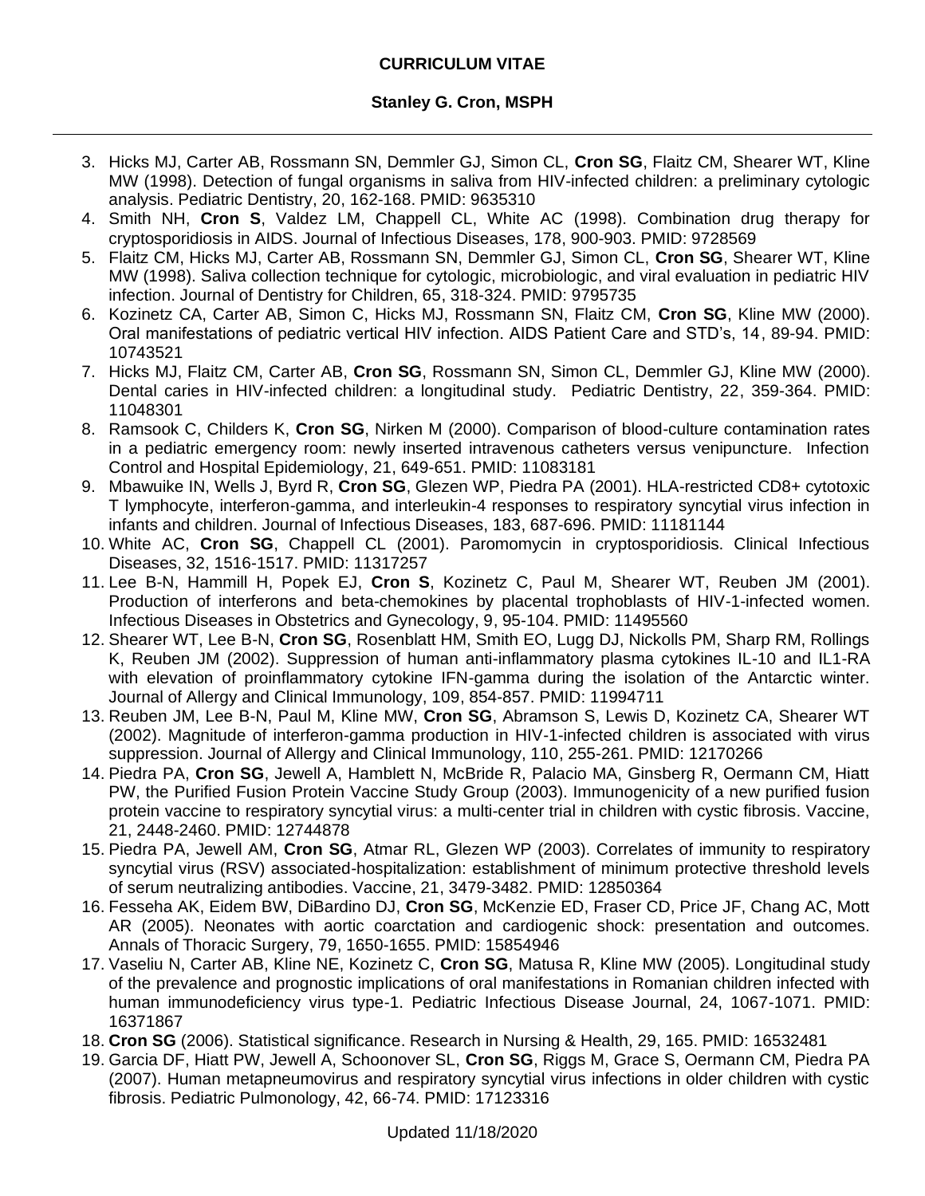3. Hicks MJ, Carter AB, Rossmann SN, Demmler GJ, Simon CL, **Cron SG**, Flaitz CM, Shearer WT, Kline MW (1998). Detection of fungal organisms in saliva from HIV-infected children: a preliminary cytologic analysis. Pediatric Dentistry, 20, 162-168. PMID: 9635310
4. Smith NH, **Cron S**, Valdez LM, Chappell CL, White AC (1998). Combination drug therapy for cryptosporidiosis in AIDS. Journal of Infectious Diseases, 178, 900-903. PMID: 9728569
5. Flaitz CM, Hicks MJ, Carter AB, Rossmann SN, Demmler GJ, Simon CL, **Cron SG**, Shearer WT, Kline MW (1998). Saliva collection technique for cytologic, microbiologic, and viral evaluation in pediatric HIV infection. Journal of Dentistry for Children, 65, 318-324. PMID: 9795735
6. Kozinetz CA, Carter AB, Simon C, Hicks MJ, Rossmann SN, Flaitz CM, **Cron SG**, Kline MW (2000). Oral manifestations of pediatric vertical HIV infection. AIDS Patient Care and STD's, 14, 89-94. PMID: 10743521
7. Hicks MJ, Flaitz CM, Carter AB, **Cron SG**, Rossmann SN, Simon CL, Demmler GJ, Kline MW (2000). Dental caries in HIV-infected children: a longitudinal study. Pediatric Dentistry, 22, 359-364. PMID: 11048301
8. Ramsook C, Childers K, **Cron SG**, Nirken M (2000). Comparison of blood-culture contamination rates in a pediatric emergency room: newly inserted intravenous catheters versus venipuncture. Infection Control and Hospital Epidemiology, 21, 649-651. PMID: 11083181
9. Mbawuike IN, Wells J, Byrd R, **Cron SG**, Glezen WP, Piedra PA (2001). HLA-restricted CD8+ cytotoxic T lymphocyte, interferon-gamma, and interleukin-4 responses to respiratory syncytial virus infection in infants and children. Journal of Infectious Diseases, 183, 687-696. PMID: 11181144
10. White AC, **Cron SG**, Chappell CL (2001). Paromomycin in cryptosporidiosis. Clinical Infectious Diseases, 32, 1516-1517. PMID: 11317257
11. Lee B-N, Hammill H, Popek EJ, **Cron S**, Kozinetz C, Paul M, Shearer WT, Reuben JM (2001). Production of interferons and beta-chemokines by placental trophoblasts of HIV-1-infected women. Infectious Diseases in Obstetrics and Gynecology, 9, 95-104. PMID: 11495560
12. Shearer WT, Lee B-N, **Cron SG**, Rosenblatt HM, Smith EO, Lugg DJ, Nickolls PM, Sharp RM, Rollings K, Reuben JM (2002). Suppression of human anti-inflammatory plasma cytokines IL-10 and IL1-RA with elevation of proinflammatory cytokine IFN-gamma during the isolation of the Antarctic winter. Journal of Allergy and Clinical Immunology, 109, 854-857. PMID: 11994711
13. Reuben JM, Lee B-N, Paul M, Kline MW, **Cron SG**, Abramson S, Lewis D, Kozinetz CA, Shearer WT (2002). Magnitude of interferon-gamma production in HIV-1-infected children is associated with virus suppression. Journal of Allergy and Clinical Immunology, 110, 255-261. PMID: 12170266
14. Piedra PA, **Cron SG**, Jewell A, Hamblett N, McBride R, Palacio MA, Ginsberg R, Oermann CM, Hiatt PW, the Purified Fusion Protein Vaccine Study Group (2003). Immunogenicity of a new purified fusion protein vaccine to respiratory syncytial virus: a multi-center trial in children with cystic fibrosis. Vaccine, 21, 2448-2460. PMID: 12744878
15. Piedra PA, Jewell AM, **Cron SG**, Atmar RL, Glezen WP (2003). Correlates of immunity to respiratory syncytial virus (RSV) associated-hospitalization: establishment of minimum protective threshold levels of serum neutralizing antibodies. Vaccine, 21, 3479-3482. PMID: 12850364
16. Fesseha AK, Eidem BW, DiBardino DJ, **Cron SG**, McKenzie ED, Fraser CD, Price JF, Chang AC, Mott AR (2005). Neonates with aortic coarctation and cardiogenic shock: presentation and outcomes. Annals of Thoracic Surgery, 79, 1650-1655. PMID: 15854946
17. Vaseliu N, Carter AB, Kline NE, Kozinetz C, **Cron SG**, Matusa R, Kline MW (2005). Longitudinal study of the prevalence and prognostic implications of oral manifestations in Romanian children infected with human immunodeficiency virus type-1. Pediatric Infectious Disease Journal, 24, 1067-1071. PMID: 16371867
18. **Cron SG** (2006). Statistical significance. Research in Nursing & Health, 29, 165. PMID: 16532481
19. Garcia DF, Hiatt PW, Jewell A, Schoonover SL, **Cron SG**, Riggs M, Grace S, Oermann CM, Piedra PA (2007). Human metapneumovirus and respiratory syncytial virus infections in older children with cystic fibrosis. Pediatric Pulmonology, 42, 66-74. PMID: 17123316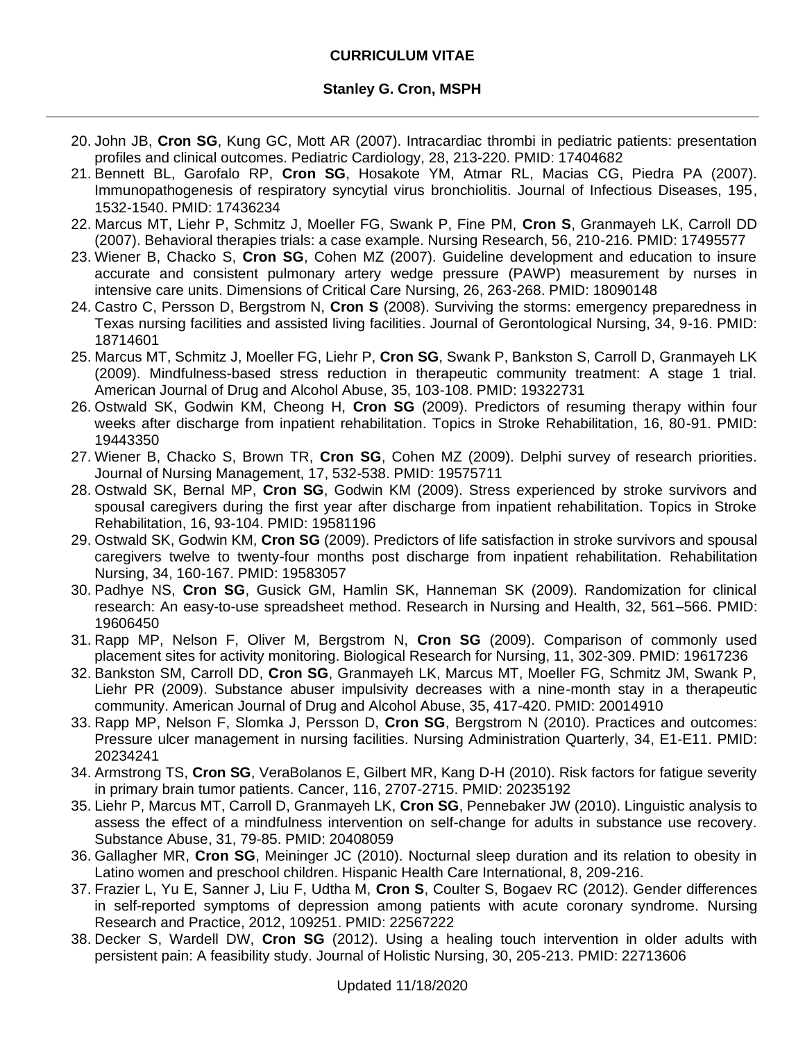20. John JB, **Cron SG**, Kung GC, Mott AR (2007). Intracardiac thrombi in pediatric patients: presentation profiles and clinical outcomes. Pediatric Cardiology, 28, 213-220. PMID: 17404682
21. Bennett BL, Garofalo RP, **Cron SG**, Hosakote YM, Atmar RL, Macias CG, Piedra PA (2007). Immunopathogenesis of respiratory syncytial virus bronchiolitis. Journal of Infectious Diseases, 195, 1532-1540. PMID: 17436234
22. Marcus MT, Liehr P, Schmitz J, Moeller FG, Swank P, Fine PM, **Cron S**, Granmayeh LK, Carroll DD (2007). Behavioral therapies trials: a case example. Nursing Research, 56, 210-216. PMID: 17495577
23. Wiener B, Chacko S, **Cron SG**, Cohen MZ (2007). Guideline development and education to insure accurate and consistent pulmonary artery wedge pressure (PAWP) measurement by nurses in intensive care units. Dimensions of Critical Care Nursing, 26, 263-268. PMID: 18090148
24. Castro C, Persson D, Bergstrom N, **Cron S** (2008). Surviving the storms: emergency preparedness in Texas nursing facilities and assisted living facilities. Journal of Gerontological Nursing, 34, 9-16. PMID: 18714601
25. Marcus MT, Schmitz J, Moeller FG, Liehr P, **Cron SG**, Swank P, Bankston S, Carroll D, Granmayeh LK (2009). Mindfulness-based stress reduction in therapeutic community treatment: A stage 1 trial. American Journal of Drug and Alcohol Abuse, 35, 103-108. PMID: 19322731
26. Ostwald SK, Godwin KM, Cheong H, **Cron SG** (2009). Predictors of resuming therapy within four weeks after discharge from inpatient rehabilitation. Topics in Stroke Rehabilitation, 16, 80-91. PMID: 19443350
27. Wiener B, Chacko S, Brown TR, **Cron SG**, Cohen MZ (2009). Delphi survey of research priorities. Journal of Nursing Management, 17, 532-538. PMID: 19575711
28. Ostwald SK, Bernal MP, **Cron SG**, Godwin KM (2009). Stress experienced by stroke survivors and spousal caregivers during the first year after discharge from inpatient rehabilitation. Topics in Stroke Rehabilitation, 16, 93-104. PMID: 19581196
29. Ostwald SK, Godwin KM, **Cron SG** (2009). Predictors of life satisfaction in stroke survivors and spousal caregivers twelve to twenty-four months post discharge from inpatient rehabilitation. Rehabilitation Nursing, 34, 160-167. PMID: 19583057
30. Padhye NS, **Cron SG**, Gusick GM, Hamlin SK, Hanneman SK (2009). Randomization for clinical research: An easy-to-use spreadsheet method. Research in Nursing and Health, 32, 561–566. PMID: 19606450
31. Rapp MP, Nelson F, Oliver M, Bergstrom N, **Cron SG** (2009). Comparison of commonly used placement sites for activity monitoring. Biological Research for Nursing, 11, 302-309. PMID: 19617236
32. Bankston SM, Carroll DD, **Cron SG**, Granmayeh LK, Marcus MT, Moeller FG, Schmitz JM, Swank P, Liehr PR (2009). Substance abuser impulsivity decreases with a nine-month stay in a therapeutic community. American Journal of Drug and Alcohol Abuse, 35, 417-420. PMID: 20014910
33. Rapp MP, Nelson F, Slomka J, Persson D, **Cron SG**, Bergstrom N (2010). Practices and outcomes: Pressure ulcer management in nursing facilities. Nursing Administration Quarterly, 34, E1-E11. PMID: 20234241
34. Armstrong TS, **Cron SG**, VeraBolanos E, Gilbert MR, Kang D-H (2010). Risk factors for fatigue severity in primary brain tumor patients. Cancer, 116, 2707-2715. PMID: 20235192
35. Liehr P, Marcus MT, Carroll D, Granmayeh LK, **Cron SG**, Pennebaker JW (2010). Linguistic analysis to assess the effect of a mindfulness intervention on self-change for adults in substance use recovery. Substance Abuse, 31, 79-85. PMID: 20408059
36. Gallagher MR, **Cron SG**, Meininger JC (2010). Nocturnal sleep duration and its relation to obesity in Latino women and preschool children. Hispanic Health Care International, 8, 209-216.
37. Frazier L, Yu E, Sanner J, Liu F, Udtha M, **Cron S**, Coulter S, Bogaev RC (2012). Gender differences in self-reported symptoms of depression among patients with acute coronary syndrome. Nursing Research and Practice, 2012, 109251. PMID: 22567222
38. Decker S, Wardell DW, **Cron SG** (2012). Using a healing touch intervention in older adults with persistent pain: A feasibility study. Journal of Holistic Nursing, 30, 205-213. PMID: 22713606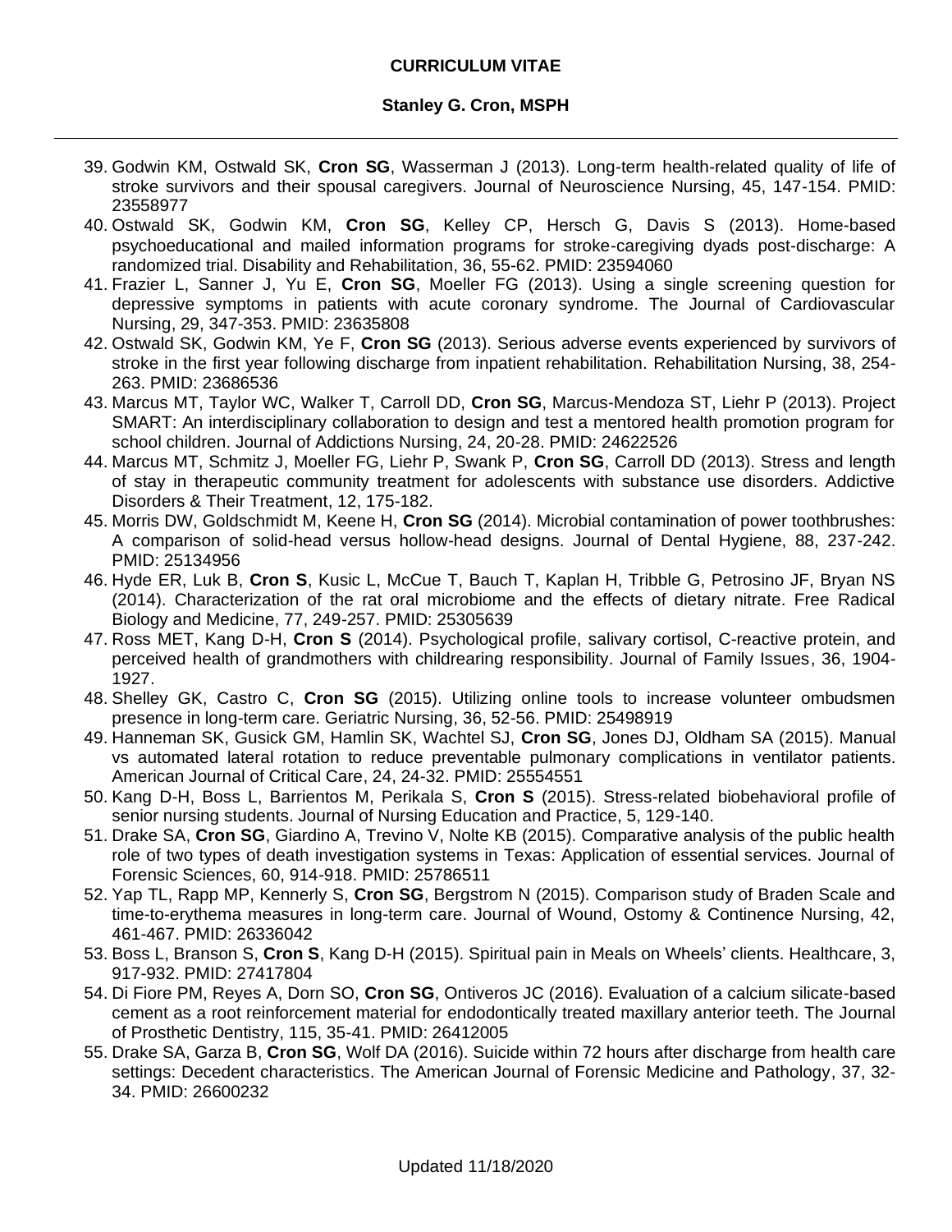39. Godwin KM, Ostwald SK, **Cron SG**, Wasserman J (2013). Long-term health-related quality of life of stroke survivors and their spousal caregivers. Journal of Neuroscience Nursing, 45, 147-154. PMID: 23558977
40. Ostwald SK, Godwin KM, **Cron SG**, Kelley CP, Hersch G, Davis S (2013). Home-based psychoeducational and mailed information programs for stroke-caregiving dyads post-discharge: A randomized trial. Disability and Rehabilitation, 36, 55-62. PMID: 23594060
41. Frazier L, Sanner J, Yu E, **Cron SG**, Moeller FG (2013). Using a single screening question for depressive symptoms in patients with acute coronary syndrome. The Journal of Cardiovascular Nursing, 29, 347-353. PMID: 23635808
42. Ostwald SK, Godwin KM, Ye F, **Cron SG** (2013). Serious adverse events experienced by survivors of stroke in the first year following discharge from inpatient rehabilitation. Rehabilitation Nursing, 38, 254-263. PMID: 23686536
43. Marcus MT, Taylor WC, Walker T, Carroll DD, **Cron SG**, Marcus-Mendoza ST, Liehr P (2013). Project SMART: An interdisciplinary collaboration to design and test a mentored health promotion program for school children. Journal of Addictions Nursing, 24, 20-28. PMID: 24622526
44. Marcus MT, Schmitz J, Moeller FG, Liehr P, Swank P, **Cron SG**, Carroll DD (2013). Stress and length of stay in therapeutic community treatment for adolescents with substance use disorders. Addictive Disorders & Their Treatment, 12, 175-182.
45. Morris DW, Goldschmidt M, Keene H, **Cron SG** (2014). Microbial contamination of power toothbrushes: A comparison of solid-head versus hollow-head designs. Journal of Dental Hygiene, 88, 237-242. PMID: 25134956
46. Hyde ER, Luk B, **Cron S**, Kusic L, McCue T, Bauch T, Kaplan H, Tribble G, Petrosino JF, Bryan NS (2014). Characterization of the rat oral microbiome and the effects of dietary nitrate. Free Radical Biology and Medicine, 77, 249-257. PMID: 25305639
47. Ross MET, Kang D-H, **Cron S** (2014). Psychological profile, salivary cortisol, C-reactive protein, and perceived health of grandmothers with childrearing responsibility. Journal of Family Issues, 36, 1904-1927.
48. Shelley GK, Castro C, **Cron SG** (2015). Utilizing online tools to increase volunteer ombudsmen presence in long-term care. Geriatric Nursing, 36, 52-56. PMID: 25498919
49. Hanneman SK, Gusick GM, Hamlin SK, Wachtel SJ, **Cron SG**, Jones DJ, Oldham SA (2015). Manual vs automated lateral rotation to reduce preventable pulmonary complications in ventilator patients. American Journal of Critical Care, 24, 24-32. PMID: 25554551
50. Kang D-H, Boss L, Barrientos M, Perikala S, **Cron S** (2015). Stress-related biobehavioral profile of senior nursing students. Journal of Nursing Education and Practice, 5, 129-140.
51. Drake SA, **Cron SG**, Giardino A, Trevino V, Nolte KB (2015). Comparative analysis of the public health role of two types of death investigation systems in Texas: Application of essential services. Journal of Forensic Sciences, 60, 914-918. PMID: 25786511
52. Yap TL, Rapp MP, Kennerly S, **Cron SG**, Bergstrom N (2015). Comparison study of Braden Scale and time-to-erythema measures in long-term care. Journal of Wound, Ostomy & Continence Nursing, 42, 461-467. PMID: 26336042
53. Boss L, Branson S, **Cron S**, Kang D-H (2015). Spiritual pain in Meals on Wheels' clients. Healthcare, 3, 917-932. PMID: 27417804
54. Di Fiore PM, Reyes A, Dorn SO, **Cron SG**, Ontiveros JC (2016). Evaluation of a calcium silicate-based cement as a root reinforcement material for endodontically treated maxillary anterior teeth. The Journal of Prosthetic Dentistry, 115, 35-41. PMID: 26412005
55. Drake SA, Garza B, **Cron SG**, Wolf DA (2016). Suicide within 72 hours after discharge from health care settings: Decedent characteristics. The American Journal of Forensic Medicine and Pathology, 37, 32-34. PMID: 26600232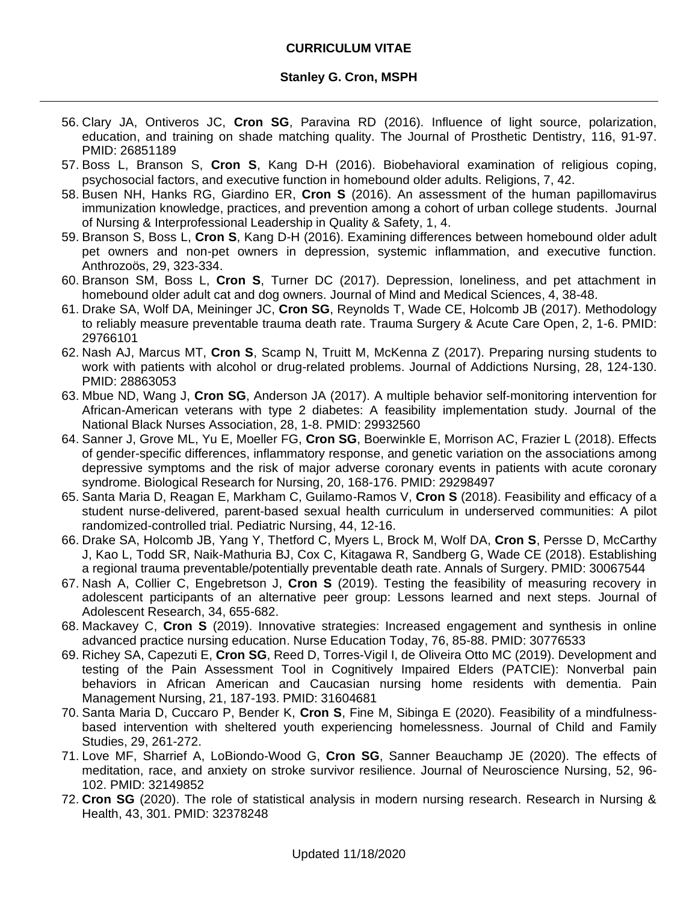56. Clary JA, Ontiveros JC, **Cron SG**, Paravina RD (2016). Influence of light source, polarization, education, and training on shade matching quality. The Journal of Prosthetic Dentistry, 116, 91-97. PMID: 26851189
57. Boss L, Branson S, **Cron S**, Kang D-H (2016). Biobehavioral examination of religious coping, psychosocial factors, and executive function in homebound older adults. Religions, 7, 42.
58. Busen NH, Hanks RG, Giardino ER, **Cron S** (2016). An assessment of the human papillomavirus immunization knowledge, practices, and prevention among a cohort of urban college students. Journal of Nursing & Interprofessional Leadership in Quality & Safety, 1, 4.
59. Branson S, Boss L, **Cron S**, Kang D-H (2016). Examining differences between homebound older adult pet owners and non-pet owners in depression, systemic inflammation, and executive function. Anthrozoös, 29, 323-334.
60. Branson SM, Boss L, **Cron S**, Turner DC (2017). Depression, loneliness, and pet attachment in homebound older adult cat and dog owners. Journal of Mind and Medical Sciences, 4, 38-48.
61. Drake SA, Wolf DA, Meininger JC, **Cron SG**, Reynolds T, Wade CE, Holcomb JB (2017). Methodology to reliably measure preventable trauma death rate. Trauma Surgery & Acute Care Open, 2, 1-6. PMID: 29766101
62. Nash AJ, Marcus MT, **Cron S**, Scamp N, Truitt M, McKenna Z (2017). Preparing nursing students to work with patients with alcohol or drug-related problems. Journal of Addictions Nursing, 28, 124-130. PMID: 28863053
63. Mbue ND, Wang J, **Cron SG**, Anderson JA (2017). A multiple behavior self-monitoring intervention for African-American veterans with type 2 diabetes: A feasibility implementation study. Journal of the National Black Nurses Association, 28, 1-8. PMID: 29932560
64. Sanner J, Grove ML, Yu E, Moeller FG, **Cron SG**, Boerwinkle E, Morrison AC, Frazier L (2018). Effects of gender-specific differences, inflammatory response, and genetic variation on the associations among depressive symptoms and the risk of major adverse coronary events in patients with acute coronary syndrome. Biological Research for Nursing, 20, 168-176. PMID: 29298497
65. Santa Maria D, Reagan E, Markham C, Guilamo-Ramos V, **Cron S** (2018). Feasibility and efficacy of a student nurse-delivered, parent-based sexual health curriculum in underserved communities: A pilot randomized-controlled trial. Pediatric Nursing, 44, 12-16.
66. Drake SA, Holcomb JB, Yang Y, Thetford C, Myers L, Brock M, Wolf DA, **Cron S**, Persse D, McCarthy J, Kao L, Todd SR, Naik-Mathuria BJ, Cox C, Kitagawa R, Sandberg G, Wade CE (2018). Establishing a regional trauma preventable/potentially preventable death rate. Annals of Surgery. PMID: 30067544
67. Nash A, Collier C, Engebretson J, **Cron S** (2019). Testing the feasibility of measuring recovery in adolescent participants of an alternative peer group: Lessons learned and next steps. Journal of Adolescent Research, 34, 655-682.
68. Mackavey C, **Cron S** (2019). Innovative strategies: Increased engagement and synthesis in online advanced practice nursing education. Nurse Education Today, 76, 85-88. PMID: 30776533
69. Richey SA, Capezuti E, **Cron SG**, Reed D, Torres-Vigil I, de Oliveira Otto MC (2019). Development and testing of the Pain Assessment Tool in Cognitively Impaired Elders (PATCIE): Nonverbal pain behaviors in African American and Caucasian nursing home residents with dementia. Pain Management Nursing, 21, 187-193. PMID: 31604681
70. Santa Maria D, Cuccaro P, Bender K, **Cron S**, Fine M, Sibinga E (2020). Feasibility of a mindfulness-based intervention with sheltered youth experiencing homelessness. Journal of Child and Family Studies, 29, 261-272.
71. Love MF, Sharrief A, LoBiondo-Wood G, **Cron SG**, Sanner Beauchamp JE (2020). The effects of meditation, race, and anxiety on stroke survivor resilience. Journal of Neuroscience Nursing, 52, 96-102. PMID: 32149852
72. **Cron SG** (2020). The role of statistical analysis in modern nursing research. Research in Nursing & Health, 43, 301. PMID: 32378248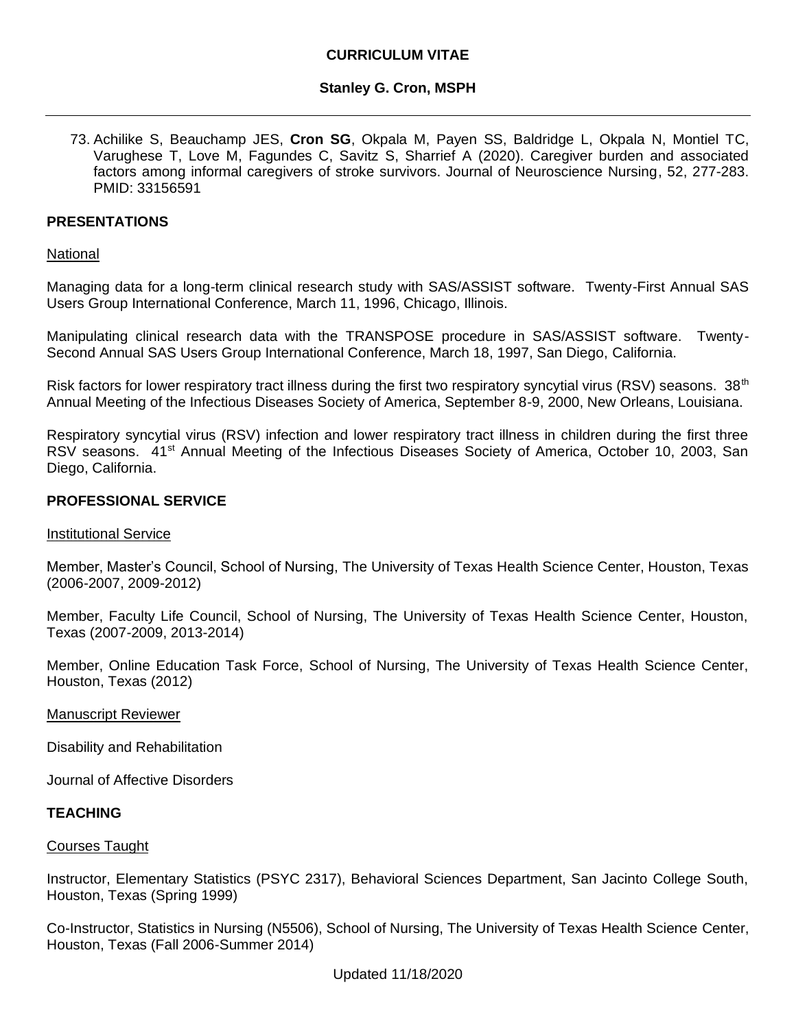73. Achilike S, Beauchamp JES, **Cron SG**, Okpala M, Payen SS, Baldridge L, Okpala N, Montiel TC, Varughese T, Love M, Fagundes C, Savitz S, Sharrief A (2020). Caregiver burden and associated factors among informal caregivers of stroke survivors. Journal of Neuroscience Nursing, 52, 277-283. PMID: 33156591

## PRESENTATIONS

National

Managing data for a long-term clinical research study with SAS/ASSIST software. Twenty-First Annual SAS Users Group International Conference, March 11, 1996, Chicago, Illinois.

Manipulating clinical research data with the TRANSPOSE procedure in SAS/ASSIST software. Twenty-Second Annual SAS Users Group International Conference, March 18, 1997, San Diego, California.

Risk factors for lower respiratory tract illness during the first two respiratory syncytial virus (RSV) seasons. 38th Annual Meeting of the Infectious Diseases Society of America, September 8-9, 2000, New Orleans, Louisiana.

Respiratory syncytial virus (RSV) infection and lower respiratory tract illness in children during the first three RSV seasons. 41st Annual Meeting of the Infectious Diseases Society of America, October 10, 2003, San Diego, California.

## PROFESSIONAL SERVICE

Institutional Service

Member, Master's Council, School of Nursing, The University of Texas Health Science Center, Houston, Texas (2006-2007, 2009-2012)

Member, Faculty Life Council, School of Nursing, The University of Texas Health Science Center, Houston, Texas (2007-2009, 2013-2014)

Member, Online Education Task Force, School of Nursing, The University of Texas Health Science Center, Houston, Texas (2012)

Manuscript Reviewer

Disability and Rehabilitation

Journal of Affective Disorders

## TEACHING

Courses Taught

Instructor, Elementary Statistics (PSYC 2317), Behavioral Sciences Department, San Jacinto College South, Houston, Texas (Spring 1999)

Co-Instructor, Statistics in Nursing (N5506), School of Nursing, The University of Texas Health Science Center, Houston, Texas (Fall 2006-Summer 2014)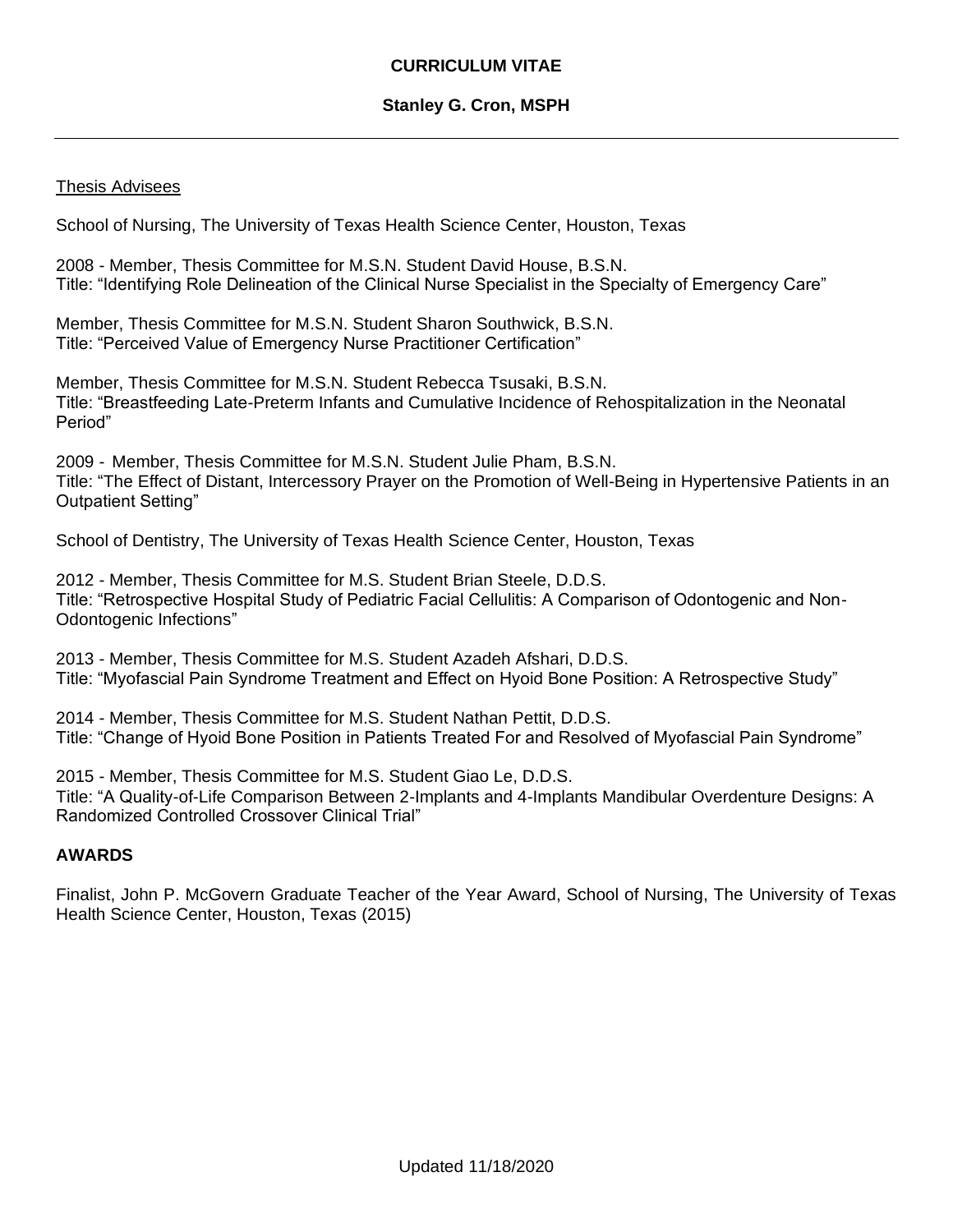Thesis Advisees

School of Nursing, The University of Texas Health Science Center, Houston, Texas

2008 - Member, Thesis Committee for M.S.N. Student David House, B.S.N.
Title: "Identifying Role Delineation of the Clinical Nurse Specialist in the Specialty of Emergency Care"

Member, Thesis Committee for M.S.N. Student Sharon Southwick, B.S.N.
Title: "Perceived Value of Emergency Nurse Practitioner Certification"

Member, Thesis Committee for M.S.N. Student Rebecca Tsusaki, B.S.N.
Title: "Breastfeeding Late-Preterm Infants and Cumulative Incidence of Rehospitalization in the Neonatal Period"

2009 - Member, Thesis Committee for M.S.N. Student Julie Pham, B.S.N.
Title: "The Effect of Distant, Intercessory Prayer on the Promotion of Well-Being in Hypertensive Patients in an Outpatient Setting"

School of Dentistry, The University of Texas Health Science Center, Houston, Texas

2012 - Member, Thesis Committee for M.S. Student Brian Steele, D.D.S.
Title: "Retrospective Hospital Study of Pediatric Facial Cellulitis: A Comparison of Odontogenic and Non-Odontogenic Infections"

2013 - Member, Thesis Committee for M.S. Student Azadeh Afshari, D.D.S.
Title: "Myofascial Pain Syndrome Treatment and Effect on Hyoid Bone Position: A Retrospective Study"

2014 - Member, Thesis Committee for M.S. Student Nathan Pettit, D.D.S.
Title: "Change of Hyoid Bone Position in Patients Treated For and Resolved of Myofascial Pain Syndrome"

2015 - Member, Thesis Committee for M.S. Student Giao Le, D.D.S.
Title: "A Quality-of-Life Comparison Between 2-Implants and 4-Implants Mandibular Overdenture Designs: A Randomized Controlled Crossover Clinical Trial"

## AWARDS

Finalist, John P. McGovern Graduate Teacher of the Year Award, School of Nursing, The University of Texas Health Science Center, Houston, Texas (2015)